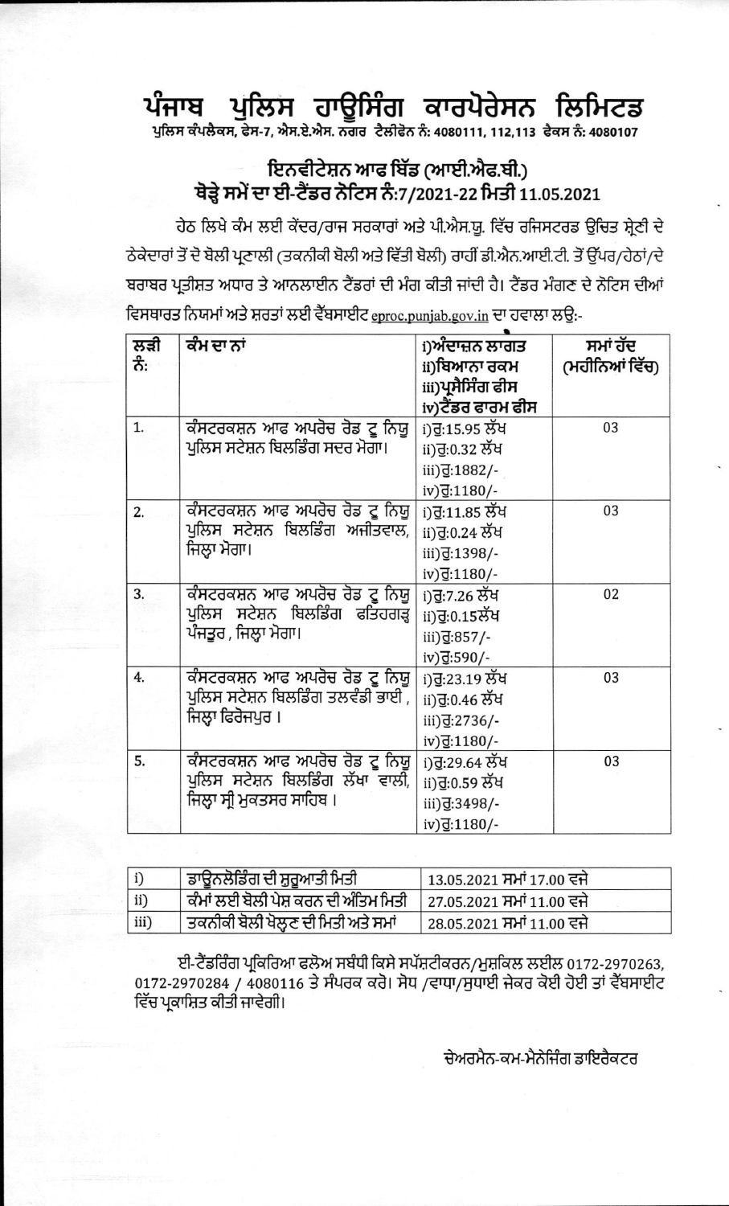# ਪੰਜਾਬ ਪੁਲਿਸ ਹਾਊਸਿੰਗ ਕਾਰਪੋਰੇਸਨ ਲਿਮਿਟਡ

ਪੁਲਿਸ ਕੰਪਲੈਕਸ, ਫੇਸ-7, ਐਸ.ਏ.ਐਸ. ਨਗਰ ਟੈਲੀਫੋਨ ਨੰ: 4080111, 112,113 ਫੈਕਸ ਨੰ: 4080107

## ਇਨਵੀਟੇਸ਼ਨ ਆਫ ਬਿੱਡ (ਆਈ.ਐਫ.ਬੀ.)
## ਥੋੜ੍ਹੇ ਸਮੇਂ ਦਾ ਈ-ਟੈਂਡਰ ਨੋਟਿਸ ਨੰ:7/2021-22 ਮਿਤੀ 11.05.2021

ਹੇਠ ਲਿਖੇ ਕੰਮ ਲਈ ਕੇਂਦਰ/ਰਾਜ ਸਰਕਾਰਾਂ ਅਤੇ ਪੀ.ਐਸ.ਯੂ. ਵਿੱਚ ਰਜਿਸਟਰਡ ਉਚਿਤ ਸ਼੍ਰੇਣੀ ਦੇ ਠੇਕੇਦਾਰਾਂ ਤੋਂ ਦੋ ਬੋਲੀ ਪ੍ਰਣਾਲੀ (ਤਕਨੀਕੀ ਬੋਲੀ ਅਤੇ ਵਿੱਤੀ ਬੋਲੀ) ਰਾਹੀਂ ਡੀ.ਐਨ.ਆਈ.ਟੀ. ਤੋਂ ਉੱਪਰ/ਹੇਠਾਂ/ਦੇ ਬਰਾਬਰ ਪ੍ਰਤੀਸ਼ਤ ਅਧਾਰ ਤੇ ਆਨਲਾਈਨ ਟੈਂਡਰਾਂ ਦੀ ਮੰਗ ਕੀਤੀ ਜਾਂਦੀ ਹੈ। ਟੈਂਡਰ ਮੰਗਣ ਦੇ ਨੋਟਿਸ ਦੀਆਂ ਵਿਸਥਾਰਤ ਨਿਯਮਾਂ ਅਤੇ ਸ਼ਰਤਾਂ ਲਈ ਵੈੱਬਸਾਈਟ eproc.punjab.gov.in ਦਾ ਹਵਾਲਾ ਲਉ:-

| ਲੜੀ ਨੰ: | ਕੰਮ ਦਾ ਨਾਂ | i)ਅੰਦਾਜ਼ਨ ਲਾਗਤ<br>ii)ਬਿਆਨਾ ਰਕਮ<br>iii)ਪ੍ਰਸੈਸਿੰਗ ਫੀਸ<br>iv)ਟੈਂਡਰ ਫਾਰਮ ਫੀਸ | ਸਮਾਂ ਹੱਦ (ਮਹੀਨਿਆਂ ਵਿੱਚ) |
|---|---|---|---|
| 1. | ਕੰਸਟਰਕਸ਼ਨ ਆਫ ਅਪਰੋਚ ਰੋਡ ਟੂ ਨਿਊ ਪੁਲਿਸ ਸਟੇਸ਼ਨ ਬਿਲਡਿੰਗ ਸਦਰ ਮੋਗਾ। | i)ਰੁ:15.95 ਲੱਖ<br>ii)ਰੁ:0.32 ਲੱਖ<br>iii)ਰੁ:1882/-<br>iv)ਰੁ:1180/- | 03 |
| 2. | ਕੰਸਟਰਕਸ਼ਨ ਆਫ ਅਪਰੋਚ ਰੋਡ ਟੂ ਨਿਊ ਪੁਲਿਸ ਸਟੇਸ਼ਨ ਬਿਲਡਿੰਗ ਅਜੀਤਵਾਲ, ਜਿਲ੍ਹਾ ਮੋਗਾ। | i)ਰੁ:11.85 ਲੱਖ<br>ii)ਰੁ:0.24 ਲੱਖ<br>iii)ਰੁ:1398/-<br>iv)ਰੁ:1180/- | 03 |
| 3. | ਕੰਸਟਰਕਸ਼ਨ ਆਫ ਅਪਰੋਚ ਰੋਡ ਟੂ ਨਿਊ ਪੁਲਿਸ ਸਟੇਸ਼ਨ ਬਿਲਡਿੰਗ ਫਤਿਹਗੜ੍ਹ ਪੰਜਤੂਰ , ਜਿਲ੍ਹਾ ਮੋਗਾ। | i)ਰੁ:7.26 ਲੱਖ<br>ii)ਰੁ:0.15ਲੱਖ<br>iii)ਰੁ:857/-<br>iv)ਰੁ:590/- | 02 |
| 4. | ਕੰਸਟਰਕਸ਼ਨ ਆਫ ਅਪਰੋਚ ਰੋਡ ਟੂ ਨਿਊ ਪੁਲਿਸ ਸਟੇਸ਼ਨ ਬਿਲਡਿੰਗ ਤਲਵੰਡੀ ਭਾਈ , ਜਿਲ੍ਹਾ ਫਿਰੋਜਪੁਰ । | i)ਰੁ:23.19 ਲੱਖ<br>ii)ਰੁ:0.46 ਲੱਖ<br>iii)ਰੁ:2736/-<br>iv)ਰੁ:1180/- | 03 |
| 5. | ਕੰਸਟਰਕਸ਼ਨ ਆਫ ਅਪਰੋਚ ਰੋਡ ਟੂ ਨਿਊ ਪੁਲਿਸ ਸਟੇਸ਼ਨ ਬਿਲਡਿੰਗ ਲੱਖਾ ਵਾਲੀ, ਜਿਲ੍ਹਾ ਸ੍ਰੀ ਮੁਕਤਸਰ ਸਾਹਿਬ । | i)ਰੁ:29.64 ਲੱਖ<br>ii)ਰੁ:0.59 ਲੱਖ<br>iii)ਰੁ:3498/-<br>iv)ਰੁ:1180/- | 03 |

| | | |
|---|---|---|
| i) | ਡਾਊਨਲੋਡਿੰਗ ਦੀ ਸ਼ੁਰੂਆਤੀ ਮਿਤੀ | 13.05.2021 ਸਮਾਂ 17.00 ਵਜੇ |
| ii) | ਕੰਮਾਂ ਲਈ ਬੋਲੀ ਪੇਸ਼ ਕਰਨ ਦੀ ਅੰਤਿਮ ਮਿਤੀ | 27.05.2021 ਸਮਾਂ 11.00 ਵਜੇ |
| iii) | ਤਕਨੀਕੀ ਬੋਲੀ ਖੋਲ੍ਹਣ ਦੀ ਮਿਤੀ ਅਤੇ ਸਮਾਂ | 28.05.2021 ਸਮਾਂ 11.00 ਵਜੇ |

ਈ-ਟੈਂਡਰਿੰਗ ਪ੍ਰਕਿਰਿਆ ਫਲੋਅ ਸਬੰਧੀ ਕਿਸੇ ਸਪੱਸ਼ਟੀਕਰਨ/ਮੁਸ਼ਕਿਲ ਲਈਲ 0172-2970263, 0172-2970284 / 4080116 ਤੇ ਸੰਪਰਕ ਕਰੋ। ਸੋਧ /ਵਾਧਾ/ਸੁਧਾਈ ਜੇਕਰ ਕੋਈ ਹੋਈ ਤਾਂ ਵੈੱਬਸਾਈਟ ਵਿੱਚ ਪ੍ਰਕਾਸ਼ਿਤ ਕੀਤੀ ਜਾਵੇਗੀ।

ਚੇਅਰਮੈਨ-ਕਮ-ਮੈਨੇਜਿੰਗ ਡਾਇਰੈਕਟਰ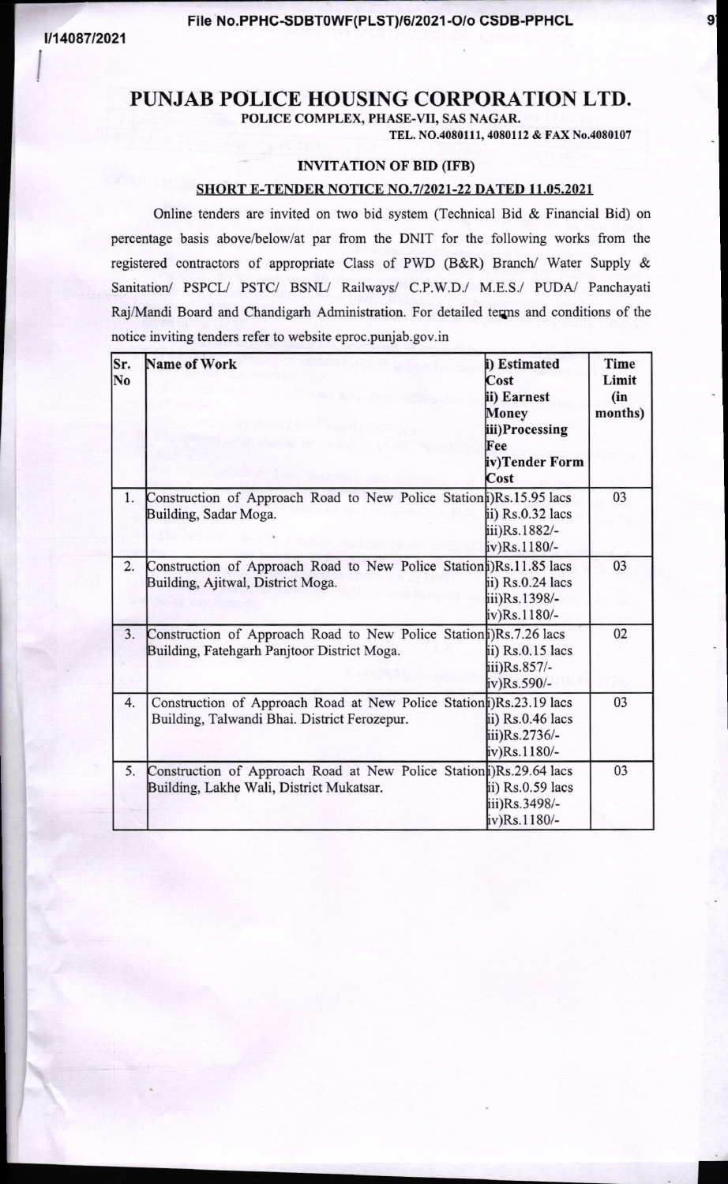# PUNJAB POLICE HOUSING CORPORATION LTD.

**POLICE COMPLEX, PHASE-VII, SAS NAGAR.**

**TEL. NO.4080111, 4080112 & FAX No.4080107**

## INVITATION OF BID (IFB)

### SHORT E-TENDER NOTICE NO.7/2021-22 DATED 11.05.2021

Online tenders are invited on two bid system (Technical Bid & Financial Bid) on percentage basis above/below/at par from the DNIT for the following works from the registered contractors of appropriate Class of PWD (B&R) Branch/ Water Supply & Sanitation/ PSPCL/ PSTC/ BSNL/ Railways/ C.P.W.D./ M.E.S./ PUDA/ Panchayati Raj/Mandi Board and Chandigarh Administration. For detailed terms and conditions of the notice inviting tenders refer to website eproc.punjab.gov.in

| Sr. No | Name of Work | i) Estimated Cost<br>ii) Earnest Money<br>iii)Processing Fee<br>iv)Tender Form Cost | Time Limit (in months) |
|---|---|---|---|
| 1. | Construction of Approach Road to New Police Station Building, Sadar Moga. | i)Rs.15.95 lacs<br>ii) Rs.0.32 lacs<br>iii)Rs.1882/-<br>iv)Rs.1180/- | 03 |
| 2. | Construction of Approach Road to New Police Station Building, Ajitwal, District Moga. | i)Rs.11.85 lacs<br>ii) Rs.0.24 lacs<br>iii)Rs.1398/-<br>iv)Rs.1180/- | 03 |
| 3. | Construction of Approach Road to New Police Station Building, Fatehgarh Panjtoor District Moga. | i)Rs.7.26 lacs<br>ii) Rs.0.15 lacs<br>iii)Rs.857/-<br>iv)Rs.590/- | 02 |
| 4. | Construction of Approach Road at New Police Station Building, Talwandi Bhai. District Ferozepur. | i)Rs.23.19 lacs<br>ii) Rs.0.46 lacs<br>iii)Rs.2736/-<br>iv)Rs.1180/- | 03 |
| 5. | Construction of Approach Road at New Police Station Building, Lakhe Wali, District Mukatsar. | i)Rs.29.64 lacs<br>ii) Rs.0.59 lacs<br>iii)Rs.3498/-<br>iv)Rs.1180/- | 03 |